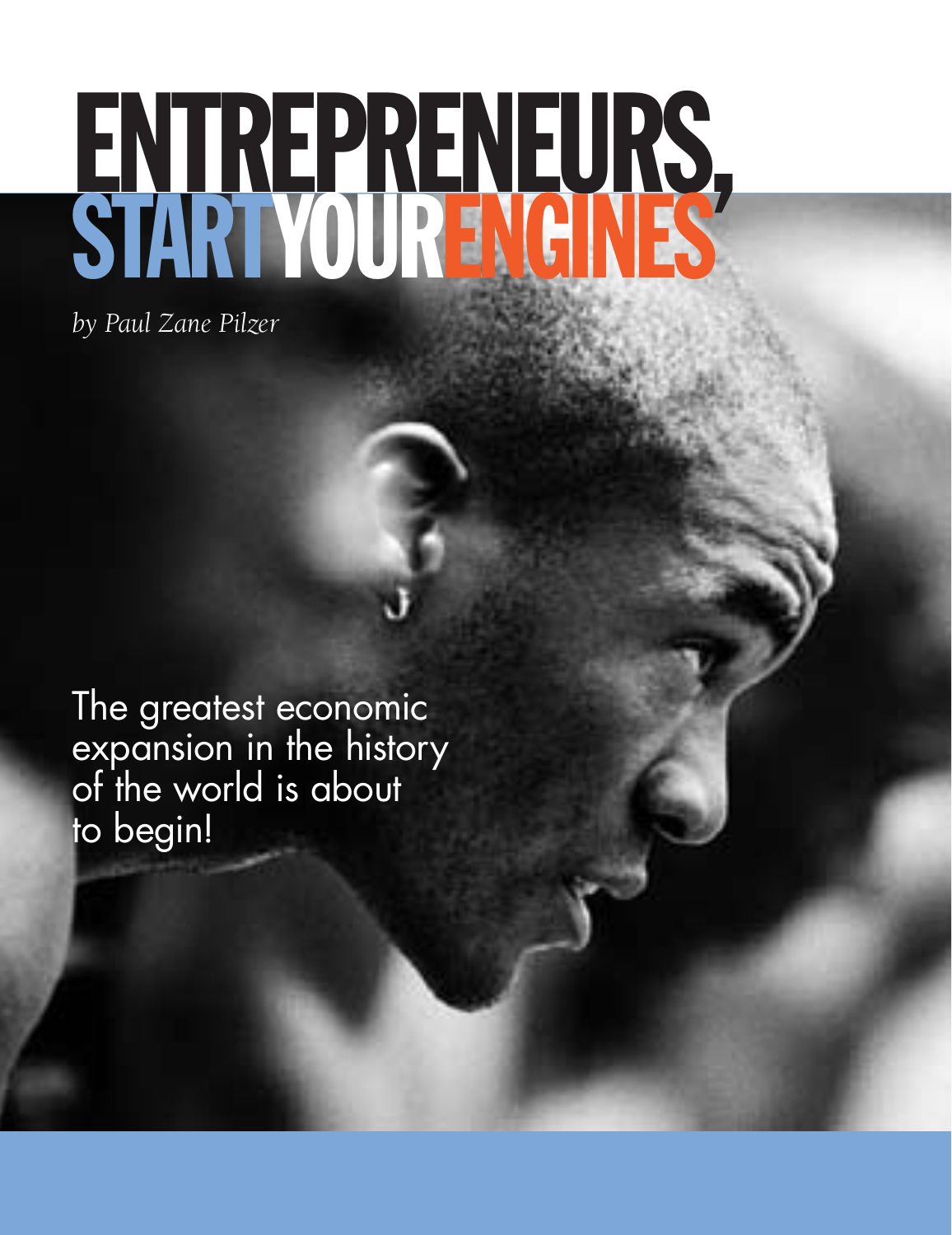# ENTREPRENEURS, START YOUR ENGINES

*by Paul Zane Pilzer*

The greatest economic expansion in the history of the world is about to begin!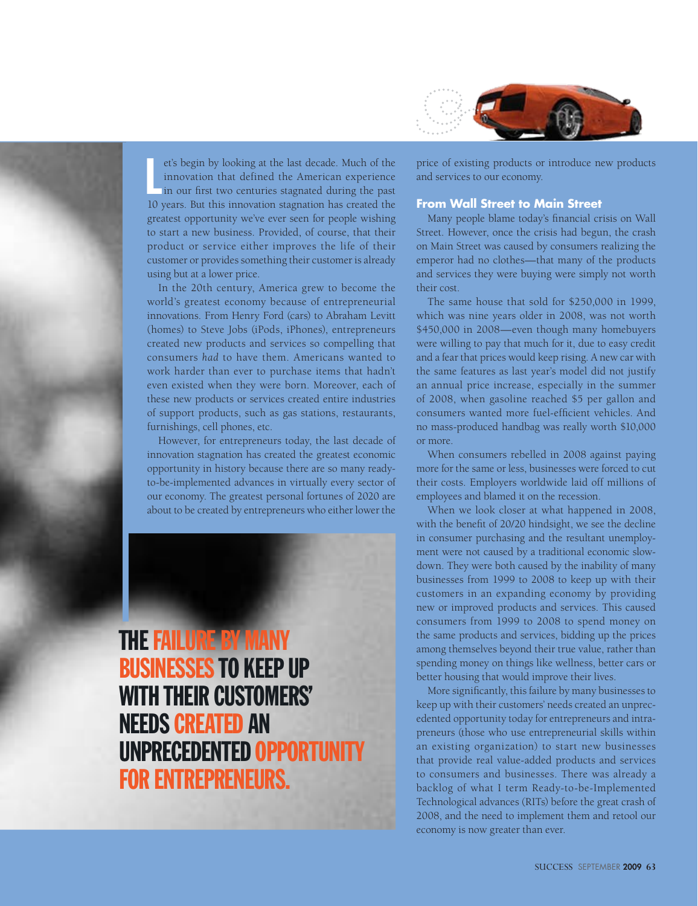Let's begin by looking at the last decade. Much of the innovation that defined the American experience in our first two centuries stagnated during the past 10 years. But this innovation stagnation has created the greatest opportunity we've ever seen for people wishing to start a new business. Provided, of course, that their product or service either improves the life of their customer or provides something their customer is already using but at a lower price.

In the 20th century, America grew to become the world's greatest economy because of entrepreneurial innovations. From Henry Ford (cars) to Abraham Levitt (homes) to Steve Jobs (iPods, iPhones), entrepreneurs created new products and services so compelling that consumers *had* to have them. Americans wanted to work harder than ever to purchase items that hadn't even existed when they were born. Moreover, each of these new products or services created entire industries of support products, such as gas stations, restaurants, furnishings, cell phones, etc.

However, for entrepreneurs today, the last decade of innovation stagnation has created the greatest economic opportunity in history because there are so many ready-to-be-implemented advances in virtually every sector of our economy. The greatest personal fortunes of 2020 are about to be created by entrepreneurs who either lower the price of existing products or introduce new products and services to our economy.

**THE FAILURE BY MANY BUSINESSES TO KEEP UP WITH THEIR CUSTOMERS' NEEDS CREATED AN UNPRECEDENTED OPPORTUNITY FOR ENTREPRENEURS.**

### From Wall Street to Main Street

Many people blame today's financial crisis on Wall Street. However, once the crisis had begun, the crash on Main Street was caused by consumers realizing the emperor had no clothes—that many of the products and services they were buying were simply not worth their cost.

The same house that sold for $250,000 in 1999, which was nine years older in 2008, was not worth $450,000 in 2008—even though many homebuyers were willing to pay that much for it, due to easy credit and a fear that prices would keep rising. A new car with the same features as last year's model did not justify an annual price increase, especially in the summer of 2008, when gasoline reached $5 per gallon and consumers wanted more fuel-efficient vehicles. And no mass-produced handbag was really worth $10,000 or more.

When consumers rebelled in 2008 against paying more for the same or less, businesses were forced to cut their costs. Employers worldwide laid off millions of employees and blamed it on the recession.

When we look closer at what happened in 2008, with the benefit of 20/20 hindsight, we see the decline in consumer purchasing and the resultant unemployment were not caused by a traditional economic slowdown. They were both caused by the inability of many businesses from 1999 to 2008 to keep up with their customers in an expanding economy by providing new or improved products and services. This caused consumers from 1999 to 2008 to spend money on the same products and services, bidding up the prices among themselves beyond their true value, rather than spending money on things like wellness, better cars or better housing that would improve their lives.

More significantly, this failure by many businesses to keep up with their customers' needs created an unprecedented opportunity today for entrepreneurs and intrapreneurs (those who use entrepreneurial skills within an existing organization) to start new businesses that provide real value-added products and services to consumers and businesses. There was already a backlog of what I term Ready-to-be-Implemented Technological advances (RITs) before the great crash of 2008, and the need to implement them and retool our economy is now greater than ever.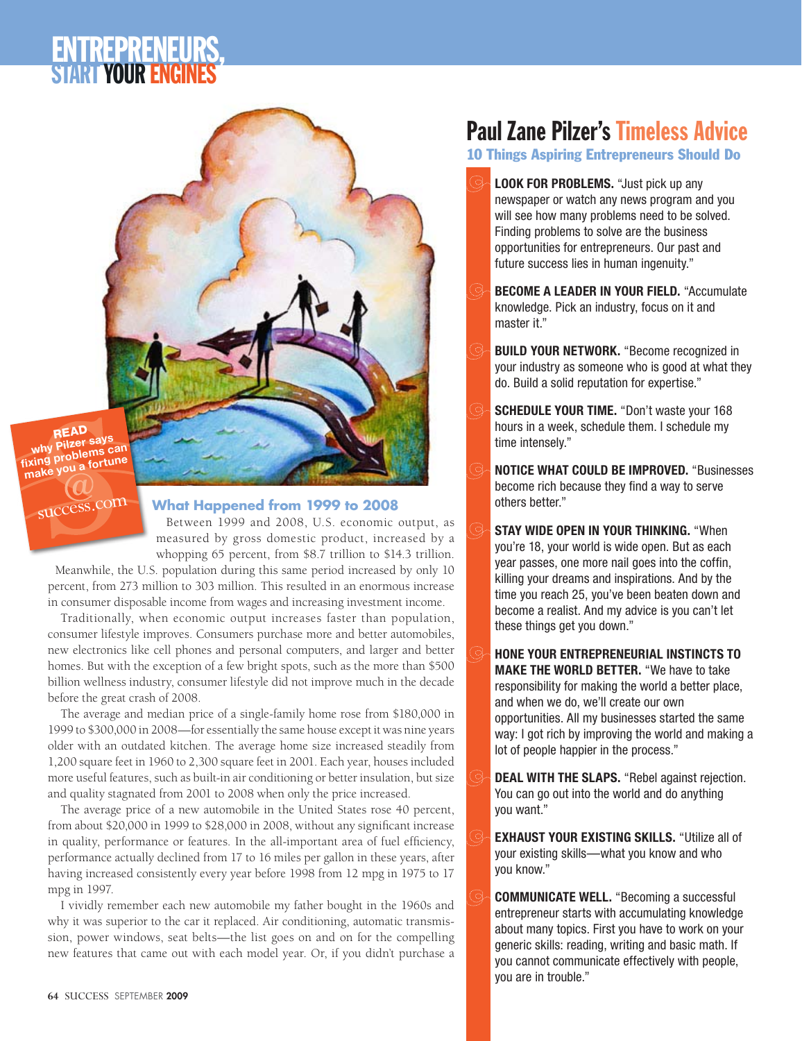# ENTREPRENEURS, START YOUR ENGINES

READ why Pilzer says fixing problems can make you a fortune @ success.com

### What Happened from 1999 to 2008

Between 1999 and 2008, U.S. economic output, as measured by gross domestic product, increased by a whopping 65 percent, from $8.7 trillion to $14.3 trillion. Meanwhile, the U.S. population during this same period increased by only 10 percent, from 273 million to 303 million. This resulted in an enormous increase in consumer disposable income from wages and increasing investment income.

Traditionally, when economic output increases faster than population, consumer lifestyle improves. Consumers purchase more and better automobiles, new electronics like cell phones and personal computers, and larger and better homes. But with the exception of a few bright spots, such as the more than $500 billion wellness industry, consumer lifestyle did not improve much in the decade before the great crash of 2008.

The average and median price of a single-family home rose from $180,000 in 1999 to $300,000 in 2008—for essentially the same house except it was nine years older with an outdated kitchen. The average home size increased steadily from 1,200 square feet in 1960 to 2,300 square feet in 2001. Each year, houses included more useful features, such as built-in air conditioning or better insulation, but size and quality stagnated from 2001 to 2008 when only the price increased.

The average price of a new automobile in the United States rose 40 percent, from about $20,000 in 1999 to $28,000 in 2008, without any significant increase in quality, performance or features. In the all-important area of fuel efficiency, performance actually declined from 17 to 16 miles per gallon in these years, after having increased consistently every year before 1998 from 12 mpg in 1975 to 17 mpg in 1997.

I vividly remember each new automobile my father bought in the 1960s and why it was superior to the car it replaced. Air conditioning, automatic transmission, power windows, seat belts—the list goes on and on for the compelling new features that came out with each model year. Or, if you didn't purchase a

## Paul Zane Pilzer's Timeless Advice

### 10 Things Aspiring Entrepreneurs Should Do

- **LOOK FOR PROBLEMS.** "Just pick up any newspaper or watch any news program and you will see how many problems need to be solved. Finding problems to solve are the business opportunities for entrepreneurs. Our past and future success lies in human ingenuity."
- **BECOME A LEADER IN YOUR FIELD.** "Accumulate knowledge. Pick an industry, focus on it and master it."
- **BUILD YOUR NETWORK.** "Become recognized in your industry as someone who is good at what they do. Build a solid reputation for expertise."
- **SCHEDULE YOUR TIME.** "Don't waste your 168 hours in a week, schedule them. I schedule my time intensely."
- **NOTICE WHAT COULD BE IMPROVED.** "Businesses become rich because they find a way to serve others better."
- **STAY WIDE OPEN IN YOUR THINKING.** "When you're 18, your world is wide open. But as each year passes, one more nail goes into the coffin, killing your dreams and inspirations. And by the time you reach 25, you've been beaten down and become a realist. And my advice is you can't let these things get you down."
- **HONE YOUR ENTREPRENEURIAL INSTINCTS TO MAKE THE WORLD BETTER.** "We have to take responsibility for making the world a better place, and when we do, we'll create our own opportunities. All my businesses started the same way: I got rich by improving the world and making a lot of people happier in the process."
- **DEAL WITH THE SLAPS.** "Rebel against rejection. You can go out into the world and do anything you want."
- **EXHAUST YOUR EXISTING SKILLS.** "Utilize all of your existing skills—what you know and who you know."
- **COMMUNICATE WELL.** "Becoming a successful entrepreneur starts with accumulating knowledge about many topics. First you have to work on your generic skills: reading, writing and basic math. If you cannot communicate effectively with people, you are in trouble."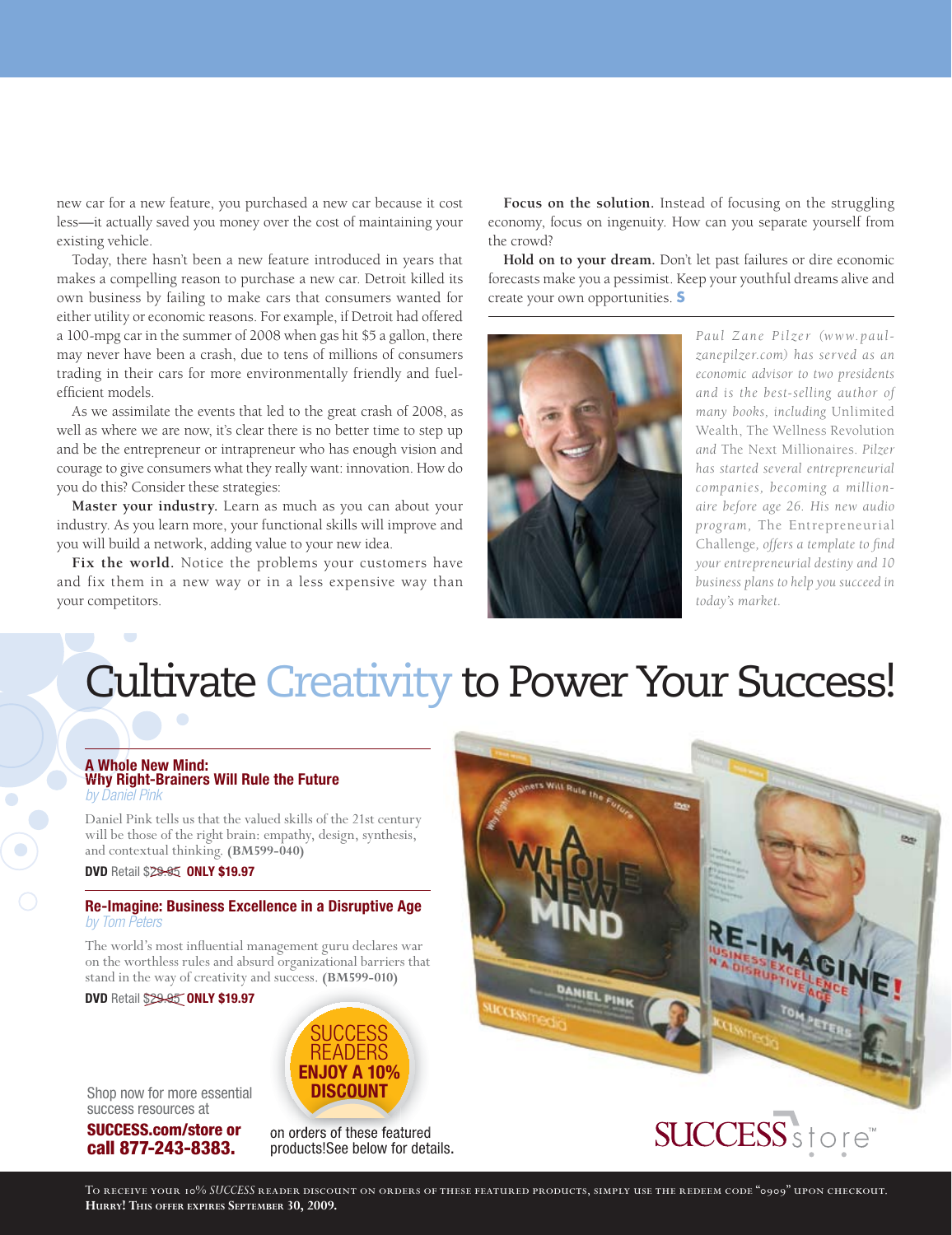new car for a new feature, you purchased a new car because it cost less—it actually saved you money over the cost of maintaining your existing vehicle.

Today, there hasn't been a new feature introduced in years that makes a compelling reason to purchase a new car. Detroit killed its own business by failing to make cars that consumers wanted for either utility or economic reasons. For example, if Detroit had offered a 100-mpg car in the summer of 2008 when gas hit $5 a gallon, there may never have been a crash, due to tens of millions of consumers trading in their cars for more environmentally friendly and fuel-efficient models.

As we assimilate the events that led to the great crash of 2008, as well as where we are now, it's clear there is no better time to step up and be the entrepreneur or intrapreneur who has enough vision and courage to give consumers what they really want: innovation. How do you do this? Consider these strategies:

**Master your industry.** Learn as much as you can about your industry. As you learn more, your functional skills will improve and you will build a network, adding value to your new idea.

**Fix the world.** Notice the problems your customers have and fix them in a new way or in a less expensive way than your competitors.

**Focus on the solution.** Instead of focusing on the struggling economy, focus on ingenuity. How can you separate yourself from the crowd?

**Hold on to your dream.** Don't let past failures or dire economic forecasts make you a pessimist. Keep your youthful dreams alive and create your own opportunities. S

*Paul Zane Pilzer (www.paulzanepilzer.com) has served as an economic advisor to two presidents and is the best-selling author of many books, including* Unlimited Wealth, The Wellness Revolution *and* The Next Millionaires. *Pilzer has started several entrepreneurial companies, becoming a millionaire before age 26. His new audio program,* The Entrepreneurial Challenge, *offers a template to find your entrepreneurial destiny and 10 business plans to help you succeed in today's market.*

# Cultivate Creativity to Power Your Success!

**A Whole New Mind: Why Right-Brainers Will Rule the Future**
*by Daniel Pink*

Daniel Pink tells us that the valued skills of the 21st century will be those of the right brain: empathy, design, synthesis, and contextual thinking. **(BM599-040)**

**DVD** Retail ~~$29.95~~ **ONLY $19.97**

**Re-Imagine: Business Excellence in a Disruptive Age**
*by Tom Peters*

The world's most influential management guru declares war on the worthless rules and absurd organizational barriers that stand in the way of creativity and success. **(BM599-010)**

**DVD** Retail ~~$29.95~~ **ONLY $19.97**

SUCCESS READERS **ENJOY A 10% DISCOUNT** on orders of these featured products! See below for details.

Shop now for more essential success resources at **SUCCESS.com/store or call 877-243-8383.**

SUCCESS store™

To receive your 10% *SUCCESS* reader discount on orders of these featured products, simply use the redeem code "0909" upon checkout. **Hurry! This offer expires September 30, 2009.**